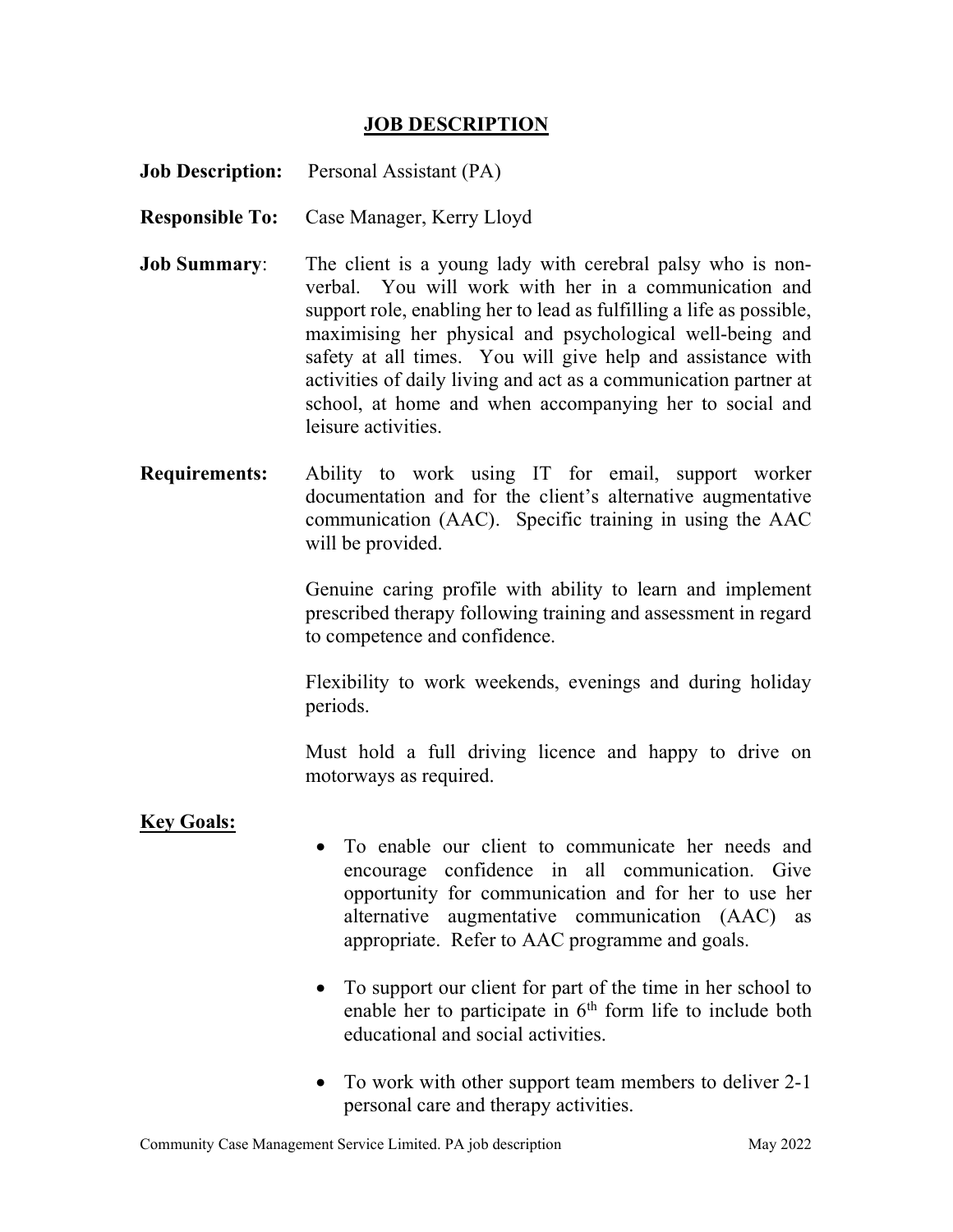# JOB DESCRIPTION

**Job Description:** Personal Assistant (PA)

**Responsible To:** Case Manager, Kerry Lloyd

**Job Summary**: The client is a young lady with cerebral palsy who is non-verbal. You will work with her in a communication and support role, enabling her to lead as fulfilling a life as possible, maximising her physical and psychological well-being and safety at all times. You will give help and assistance with activities of daily living and act as a communication partner at school, at home and when accompanying her to social and leisure activities.

**Requirements:** Ability to work using IT for email, support worker documentation and for the client's alternative augmentative communication (AAC). Specific training in using the AAC will be provided.

Genuine caring profile with ability to learn and implement prescribed therapy following training and assessment in regard to competence and confidence.

Flexibility to work weekends, evenings and during holiday periods.

Must hold a full driving licence and happy to drive on motorways as required.

**Key Goals:**

- To enable our client to communicate her needs and encourage confidence in all communication. Give opportunity for communication and for her to use her alternative augmentative communication (AAC) as appropriate. Refer to AAC programme and goals.
- To support our client for part of the time in her school to enable her to participate in 6th form life to include both educational and social activities.
- To work with other support team members to deliver 2-1 personal care and therapy activities.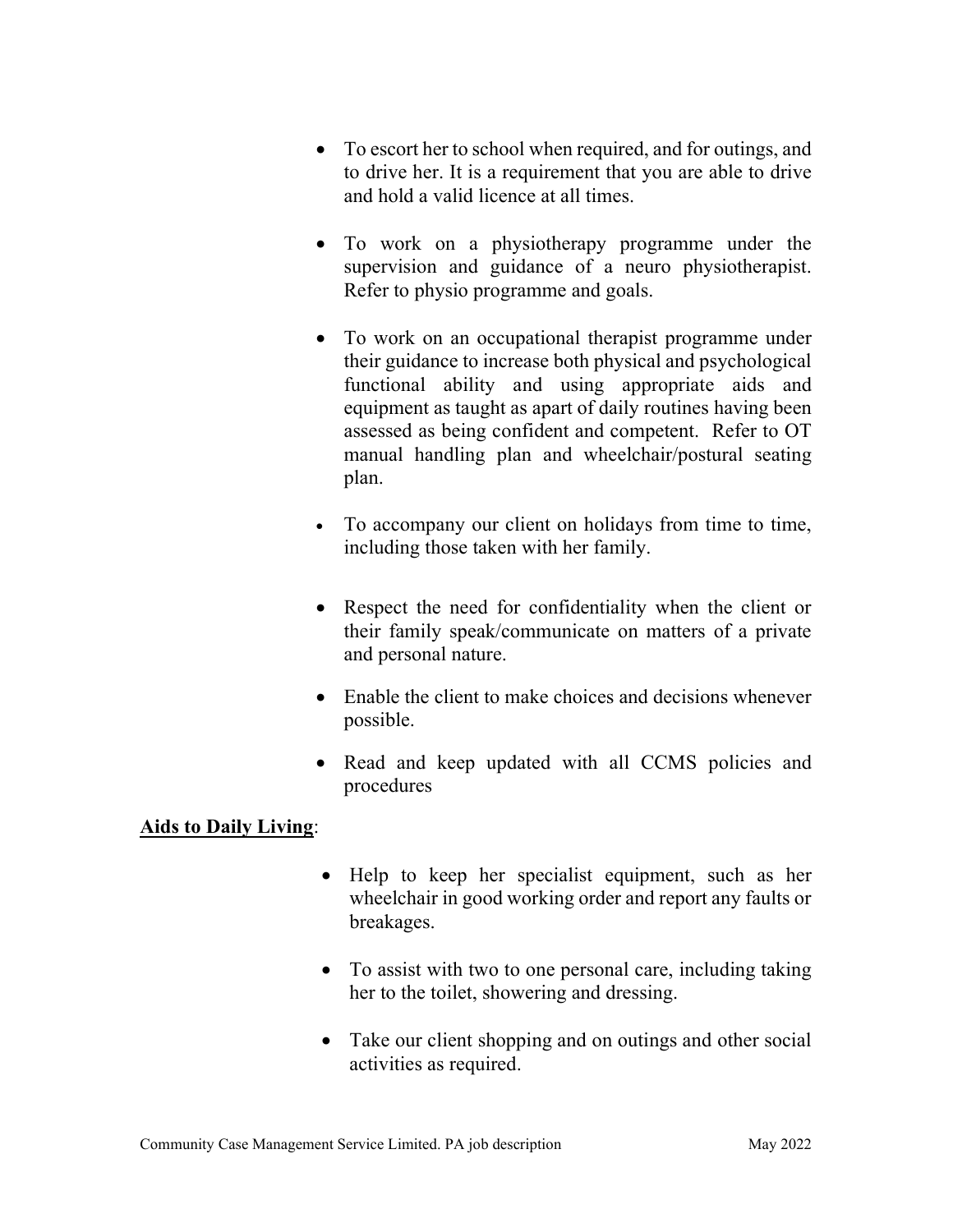- To escort her to school when required, and for outings, and to drive her. It is a requirement that you are able to drive and hold a valid licence at all times.

- To work on a physiotherapy programme under the supervision and guidance of a neuro physiotherapist. Refer to physio programme and goals.

- To work on an occupational therapist programme under their guidance to increase both physical and psychological functional ability and using appropriate aids and equipment as taught as apart of daily routines having been assessed as being confident and competent. Refer to OT manual handling plan and wheelchair/postural seating plan.

- To accompany our client on holidays from time to time, including those taken with her family.

- Respect the need for confidentiality when the client or their family speak/communicate on matters of a private and personal nature.

- Enable the client to make choices and decisions whenever possible.

- Read and keep updated with all CCMS policies and procedures

**Aids to Daily Living**:

- Help to keep her specialist equipment, such as her wheelchair in good working order and report any faults or breakages.

- To assist with two to one personal care, including taking her to the toilet, showering and dressing.

- Take our client shopping and on outings and other social activities as required.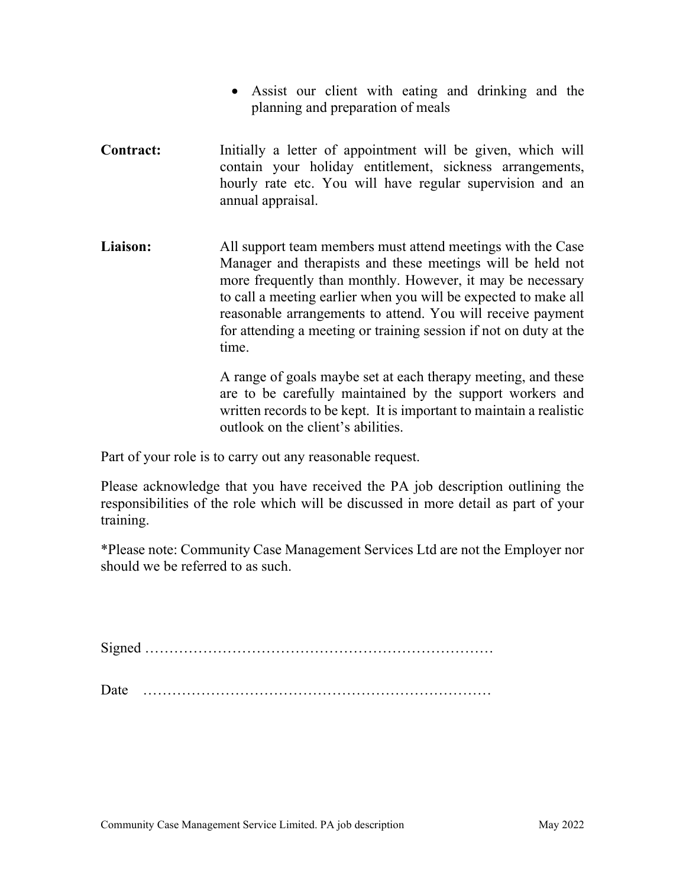- Assist our client with eating and drinking and the planning and preparation of meals

**Contract:** Initially a letter of appointment will be given, which will contain your holiday entitlement, sickness arrangements, hourly rate etc. You will have regular supervision and an annual appraisal.

**Liaison:** All support team members must attend meetings with the Case Manager and therapists and these meetings will be held not more frequently than monthly. However, it may be necessary to call a meeting earlier when you will be expected to make all reasonable arrangements to attend. You will receive payment for attending a meeting or training session if not on duty at the time.

A range of goals maybe set at each therapy meeting, and these are to be carefully maintained by the support workers and written records to be kept. It is important to maintain a realistic outlook on the client's abilities.

Part of your role is to carry out any reasonable request.

Please acknowledge that you have received the PA job description outlining the responsibilities of the role which will be discussed in more detail as part of your training.

*Please note: Community Case Management Services Ltd are not the Employer nor should we be referred to as such.

Signed ………………………………………………………………

Date ………………………………………………………………